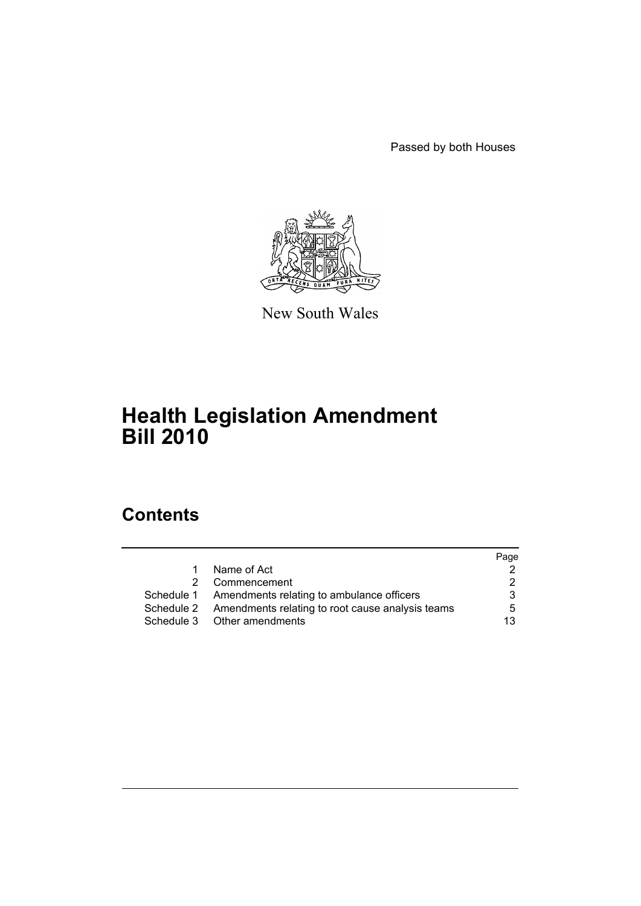Passed by both Houses

New South Wales

# Health Legislation Amendment Bill 2010

## Contents

| | | Page |
|---|---|---|
| 1 | Name of Act | 2 |
| 2 | Commencement | 2 |
| Schedule 1 | Amendments relating to ambulance officers | 3 |
| Schedule 2 | Amendments relating to root cause analysis teams | 5 |
| Schedule 3 | Other amendments | 13 |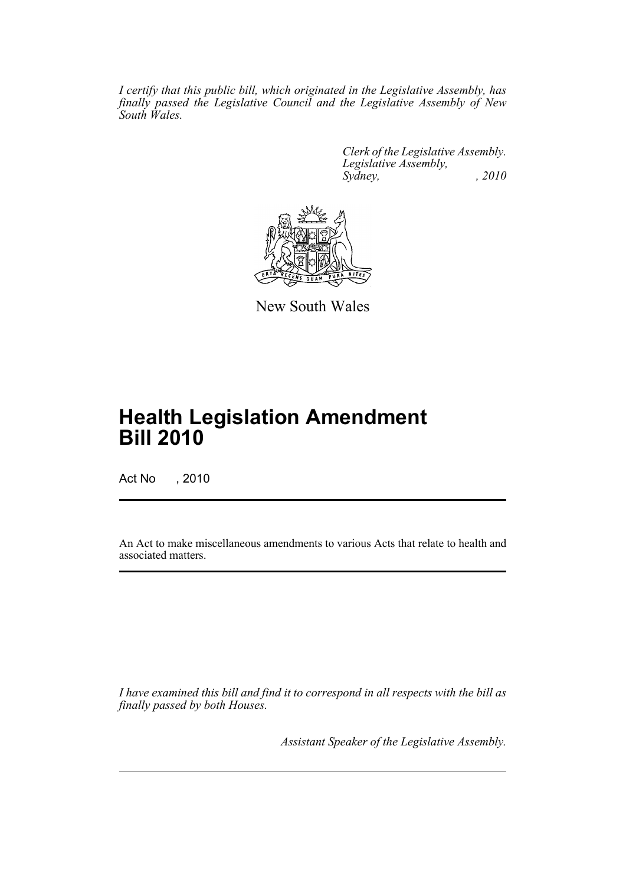*I certify that this public bill, which originated in the Legislative Assembly, has finally passed the Legislative Council and the Legislative Assembly of New South Wales.*

*Clerk of the Legislative Assembly.*
*Legislative Assembly,*
*Sydney, , 2010*

New South Wales

# Health Legislation Amendment Bill 2010

Act No , 2010

An Act to make miscellaneous amendments to various Acts that relate to health and associated matters.

*I have examined this bill and find it to correspond in all respects with the bill as finally passed by both Houses.*

*Assistant Speaker of the Legislative Assembly.*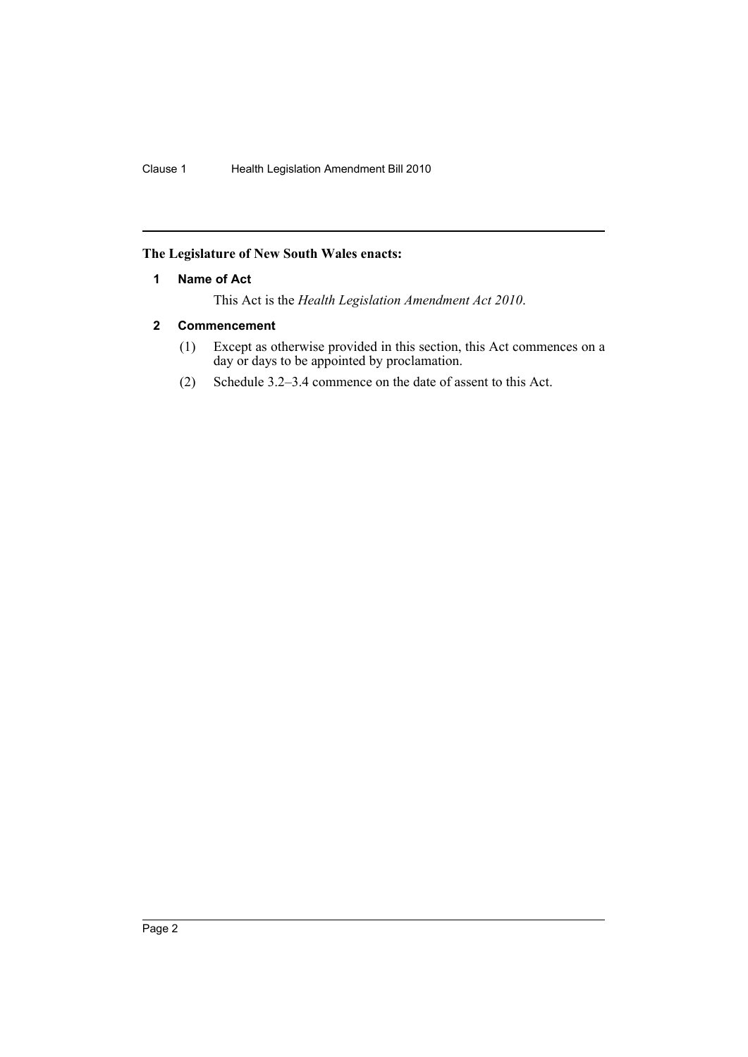**The Legislature of New South Wales enacts:**

### 1 Name of Act

This Act is the *Health Legislation Amendment Act 2010*.

### 2 Commencement

(1) Except as otherwise provided in this section, this Act commences on a day or days to be appointed by proclamation.

(2) Schedule 3.2–3.4 commence on the date of assent to this Act.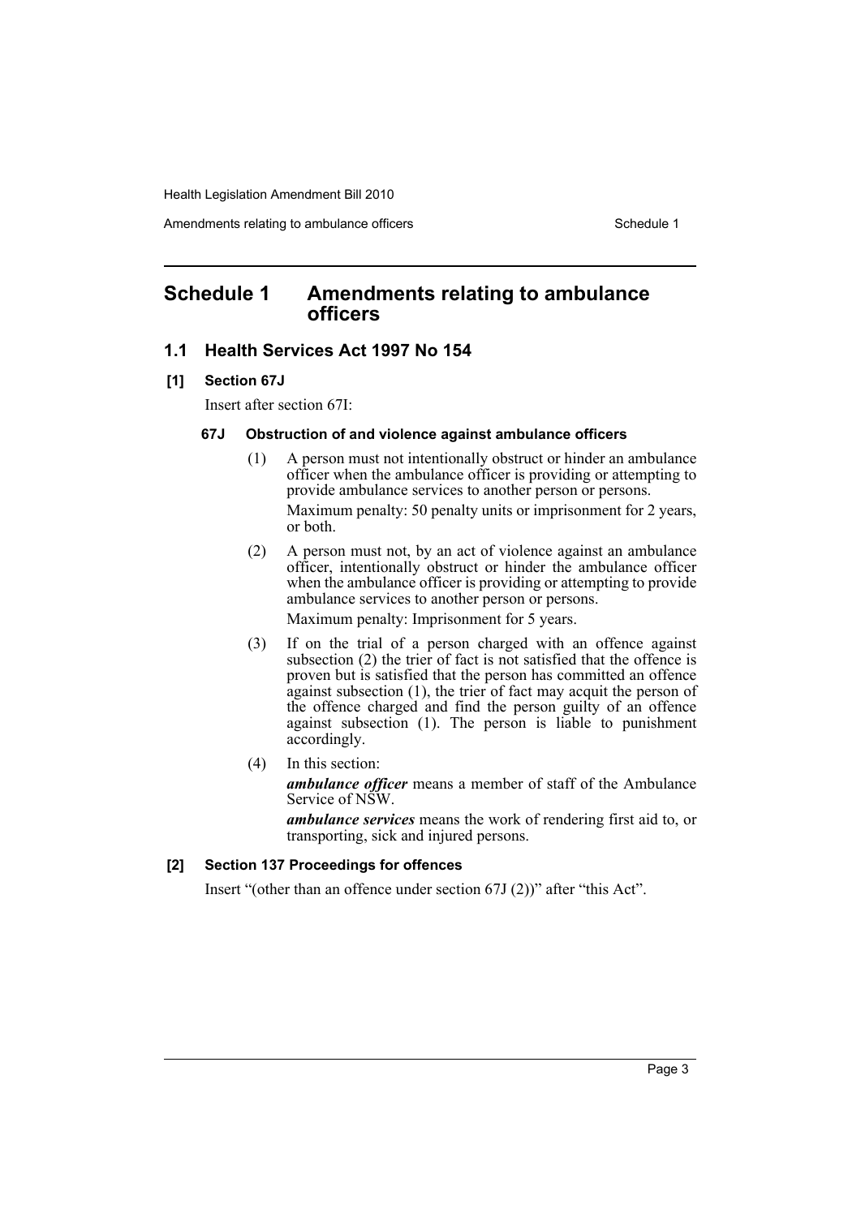## Schedule 1 Amendments relating to ambulance officers

### 1.1 Health Services Act 1997 No 154

**[1] Section 67J**

Insert after section 67I:

**67J Obstruction of and violence against ambulance officers**

(1) A person must not intentionally obstruct or hinder an ambulance officer when the ambulance officer is providing or attempting to provide ambulance services to another person or persons.

Maximum penalty: 50 penalty units or imprisonment for 2 years, or both.

(2) A person must not, by an act of violence against an ambulance officer, intentionally obstruct or hinder the ambulance officer when the ambulance officer is providing or attempting to provide ambulance services to another person or persons.

Maximum penalty: Imprisonment for 5 years.

(3) If on the trial of a person charged with an offence against subsection (2) the trier of fact is not satisfied that the offence is proven but is satisfied that the person has committed an offence against subsection (1), the trier of fact may acquit the person of the offence charged and find the person guilty of an offence against subsection (1). The person is liable to punishment accordingly.

(4) In this section:

***ambulance officer*** means a member of staff of the Ambulance Service of NSW.

***ambulance services*** means the work of rendering first aid to, or transporting, sick and injured persons.

**[2] Section 137 Proceedings for offences**

Insert "(other than an offence under section 67J (2))" after "this Act".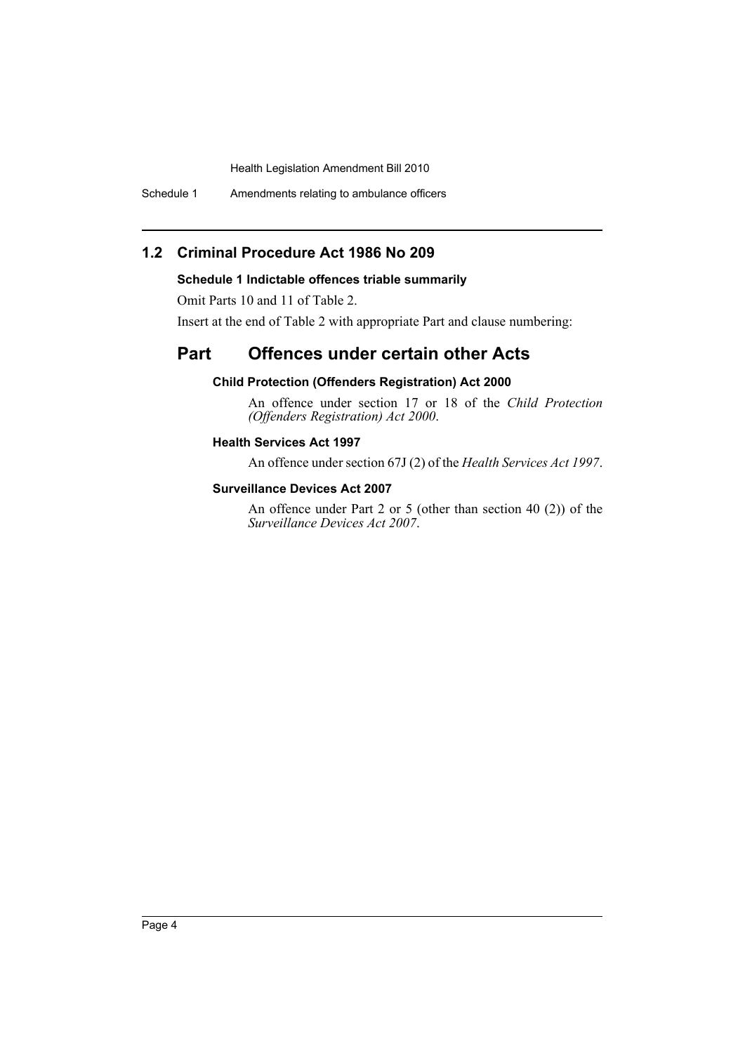## 1.2 Criminal Procedure Act 1986 No 209

**Schedule 1 Indictable offences triable summarily**

Omit Parts 10 and 11 of Table 2.

Insert at the end of Table 2 with appropriate Part and clause numbering:

## Part Offences under certain other Acts

**Child Protection (Offenders Registration) Act 2000**

An offence under section 17 or 18 of the *Child Protection (Offenders Registration) Act 2000*.

**Health Services Act 1997**

An offence under section 67J (2) of the *Health Services Act 1997*.

**Surveillance Devices Act 2007**

An offence under Part 2 or 5 (other than section 40 (2)) of the *Surveillance Devices Act 2007*.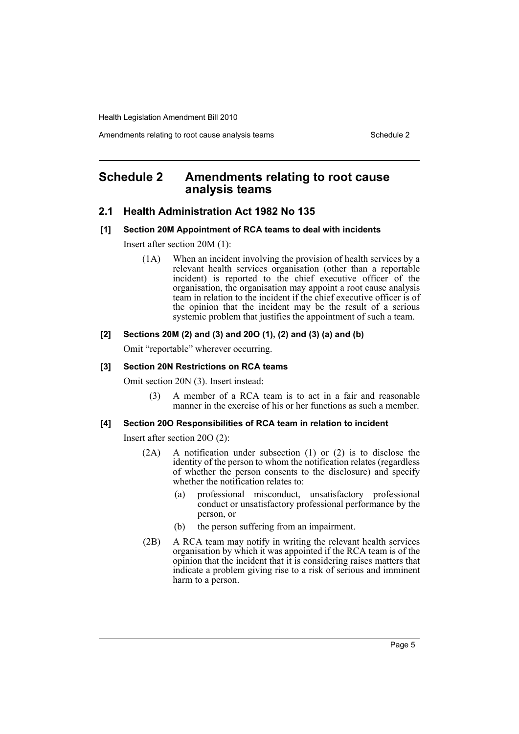# Schedule 2 Amendments relating to root cause analysis teams

## 2.1 Health Administration Act 1982 No 135

### [1] Section 20M Appointment of RCA teams to deal with incidents

Insert after section 20M (1):

> (1A) When an incident involving the provision of health services by a relevant health services organisation (other than a reportable incident) is reported to the chief executive officer of the organisation, the organisation may appoint a root cause analysis team in relation to the incident if the chief executive officer is of the opinion that the incident may be the result of a serious systemic problem that justifies the appointment of such a team.

### [2] Sections 20M (2) and (3) and 20O (1), (2) and (3) (a) and (b)

Omit "reportable" wherever occurring.

### [3] Section 20N Restrictions on RCA teams

Omit section 20N (3). Insert instead:

> (3) A member of a RCA team is to act in a fair and reasonable manner in the exercise of his or her functions as such a member.

### [4] Section 20O Responsibilities of RCA team in relation to incident

Insert after section 20O (2):

> (2A) A notification under subsection (1) or (2) is to disclose the identity of the person to whom the notification relates (regardless of whether the person consents to the disclosure) and specify whether the notification relates to:
>
> (a) professional misconduct, unsatisfactory professional conduct or unsatisfactory professional performance by the person, or
>
> (b) the person suffering from an impairment.
>
> (2B) A RCA team may notify in writing the relevant health services organisation by which it was appointed if the RCA team is of the opinion that the incident that it is considering raises matters that indicate a problem giving rise to a risk of serious and imminent harm to a person.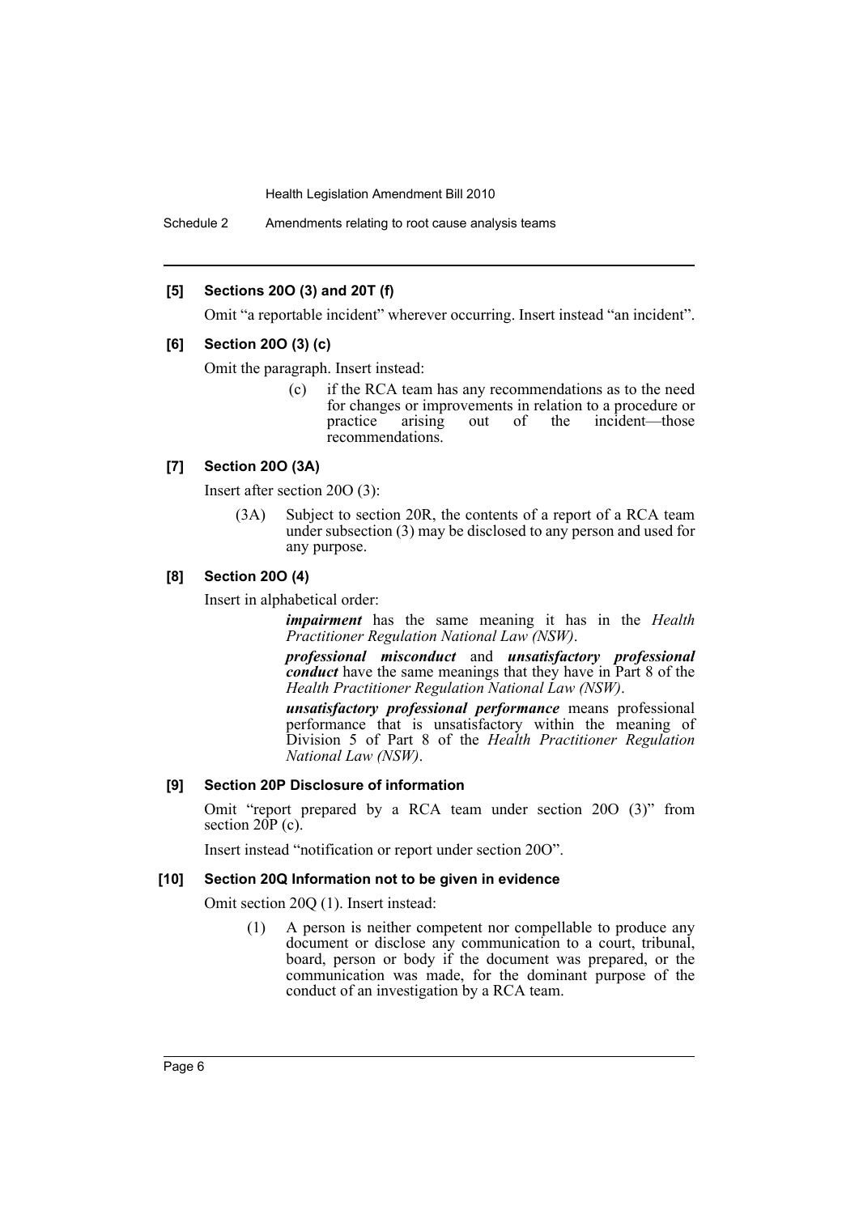### [5] Sections 20O (3) and 20T (f)

Omit "a reportable incident" wherever occurring. Insert instead "an incident".

### [6] Section 20O (3) (c)

Omit the paragraph. Insert instead:

> (c) if the RCA team has any recommendations as to the need for changes or improvements in relation to a procedure or practice arising out of the incident—those recommendations.

### [7] Section 20O (3A)

Insert after section 20O (3):

> (3A) Subject to section 20R, the contents of a report of a RCA team under subsection (3) may be disclosed to any person and used for any purpose.

### [8] Section 20O (4)

Insert in alphabetical order:

> ***impairment*** has the same meaning it has in the *Health Practitioner Regulation National Law (NSW)*.
>
> ***professional misconduct*** and ***unsatisfactory professional conduct*** have the same meanings that they have in Part 8 of the *Health Practitioner Regulation National Law (NSW)*.
>
> ***unsatisfactory professional performance*** means professional performance that is unsatisfactory within the meaning of Division 5 of Part 8 of the *Health Practitioner Regulation National Law (NSW)*.

### [9] Section 20P Disclosure of information

Omit "report prepared by a RCA team under section 20O (3)" from section 20P (c).

Insert instead "notification or report under section 20O".

### [10] Section 20Q Information not to be given in evidence

Omit section 20Q (1). Insert instead:

> (1) A person is neither competent nor compellable to produce any document or disclose any communication to a court, tribunal, board, person or body if the document was prepared, or the communication was made, for the dominant purpose of the conduct of an investigation by a RCA team.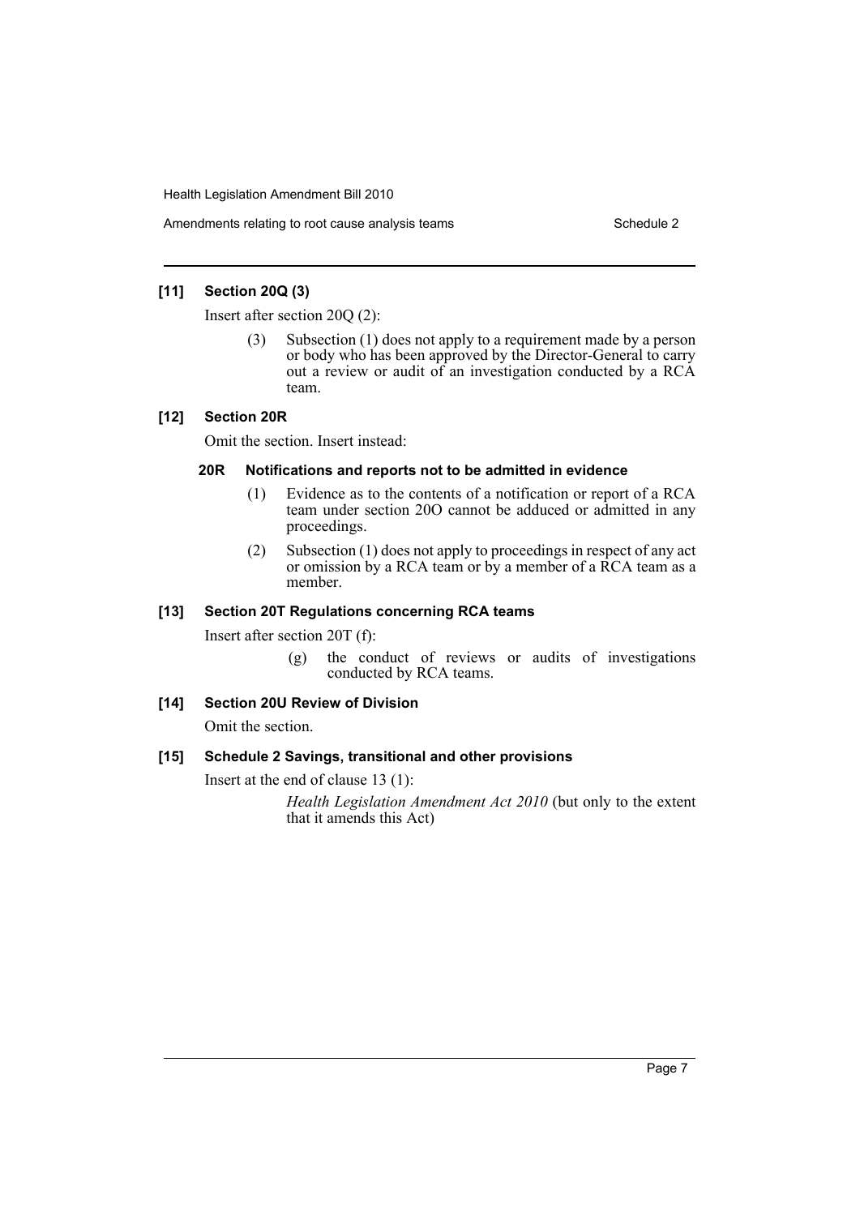### [11] Section 20Q (3)

Insert after section 20Q (2):

> (3) Subsection (1) does not apply to a requirement made by a person or body who has been approved by the Director-General to carry out a review or audit of an investigation conducted by a RCA team.

### [12] Section 20R

Omit the section. Insert instead:

#### 20R Notifications and reports not to be admitted in evidence

> (1) Evidence as to the contents of a notification or report of a RCA team under section 20O cannot be adduced or admitted in any proceedings.
>
> (2) Subsection (1) does not apply to proceedings in respect of any act or omission by a RCA team or by a member of a RCA team as a member.

### [13] Section 20T Regulations concerning RCA teams

Insert after section 20T (f):

> (g) the conduct of reviews or audits of investigations conducted by RCA teams.

### [14] Section 20U Review of Division

Omit the section.

### [15] Schedule 2 Savings, transitional and other provisions

Insert at the end of clause 13 (1):

> *Health Legislation Amendment Act 2010* (but only to the extent that it amends this Act)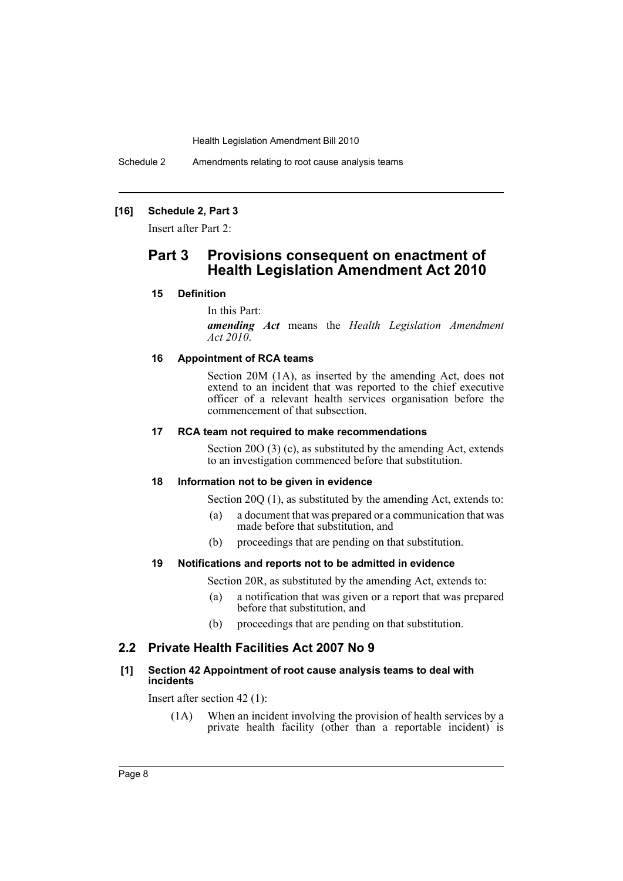**[16] Schedule 2, Part 3**

Insert after Part 2:

## Part 3 Provisions consequent on enactment of Health Legislation Amendment Act 2010

#### 15 Definition

In this Part:

***amending Act*** means the *Health Legislation Amendment Act 2010*.

#### 16 Appointment of RCA teams

Section 20M (1A), as inserted by the amending Act, does not extend to an incident that was reported to the chief executive officer of a relevant health services organisation before the commencement of that subsection.

#### 17 RCA team not required to make recommendations

Section 20O (3) (c), as substituted by the amending Act, extends to an investigation commenced before that substitution.

#### 18 Information not to be given in evidence

Section 20Q (1), as substituted by the amending Act, extends to:

- (a) a document that was prepared or a communication that was made before that substitution, and
- (b) proceedings that are pending on that substitution.

#### 19 Notifications and reports not to be admitted in evidence

Section 20R, as substituted by the amending Act, extends to:

- (a) a notification that was given or a report that was prepared before that substitution, and
- (b) proceedings that are pending on that substitution.

### 2.2 Private Health Facilities Act 2007 No 9

**[1] Section 42 Appointment of root cause analysis teams to deal with incidents**

Insert after section 42 (1):

(1A) When an incident involving the provision of health services by a private health facility (other than a reportable incident) is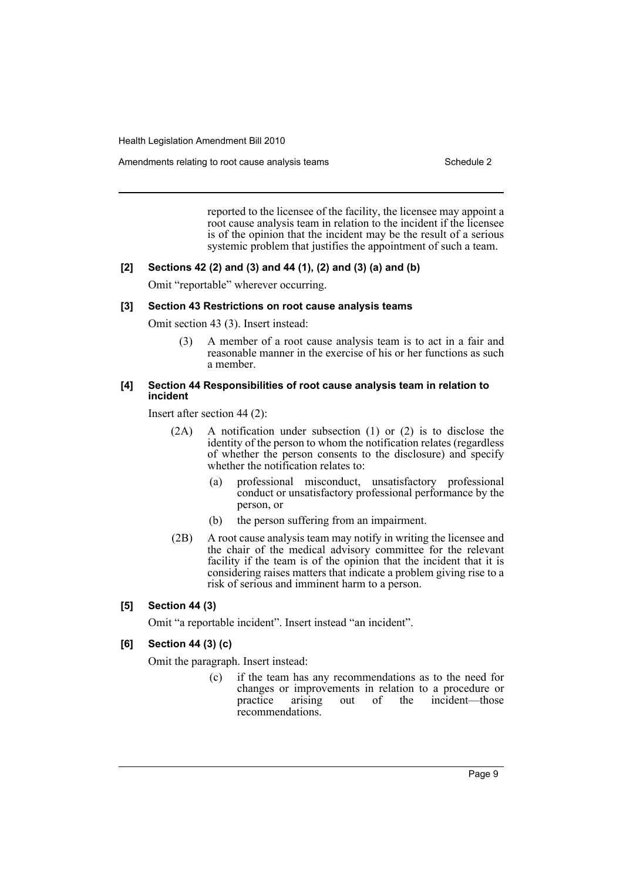reported to the licensee of the facility, the licensee may appoint a root cause analysis team in relation to the incident if the licensee is of the opinion that the incident may be the result of a serious systemic problem that justifies the appointment of such a team.

**[2] Sections 42 (2) and (3) and 44 (1), (2) and (3) (a) and (b)**

Omit "reportable" wherever occurring.

**[3] Section 43 Restrictions on root cause analysis teams**

Omit section 43 (3). Insert instead:

(3) A member of a root cause analysis team is to act in a fair and reasonable manner in the exercise of his or her functions as such a member.

**[4] Section 44 Responsibilities of root cause analysis team in relation to incident**

Insert after section 44 (2):

(2A) A notification under subsection (1) or (2) is to disclose the identity of the person to whom the notification relates (regardless of whether the person consents to the disclosure) and specify whether the notification relates to:

- (a) professional misconduct, unsatisfactory professional conduct or unsatisfactory professional performance by the person, or
- (b) the person suffering from an impairment.

(2B) A root cause analysis team may notify in writing the licensee and the chair of the medical advisory committee for the relevant facility if the team is of the opinion that the incident that it is considering raises matters that indicate a problem giving rise to a risk of serious and imminent harm to a person.

**[5] Section 44 (3)**

Omit "a reportable incident". Insert instead "an incident".

**[6] Section 44 (3) (c)**

Omit the paragraph. Insert instead:

- (c) if the team has any recommendations as to the need for changes or improvements in relation to a procedure or practice arising out of the incident—those recommendations.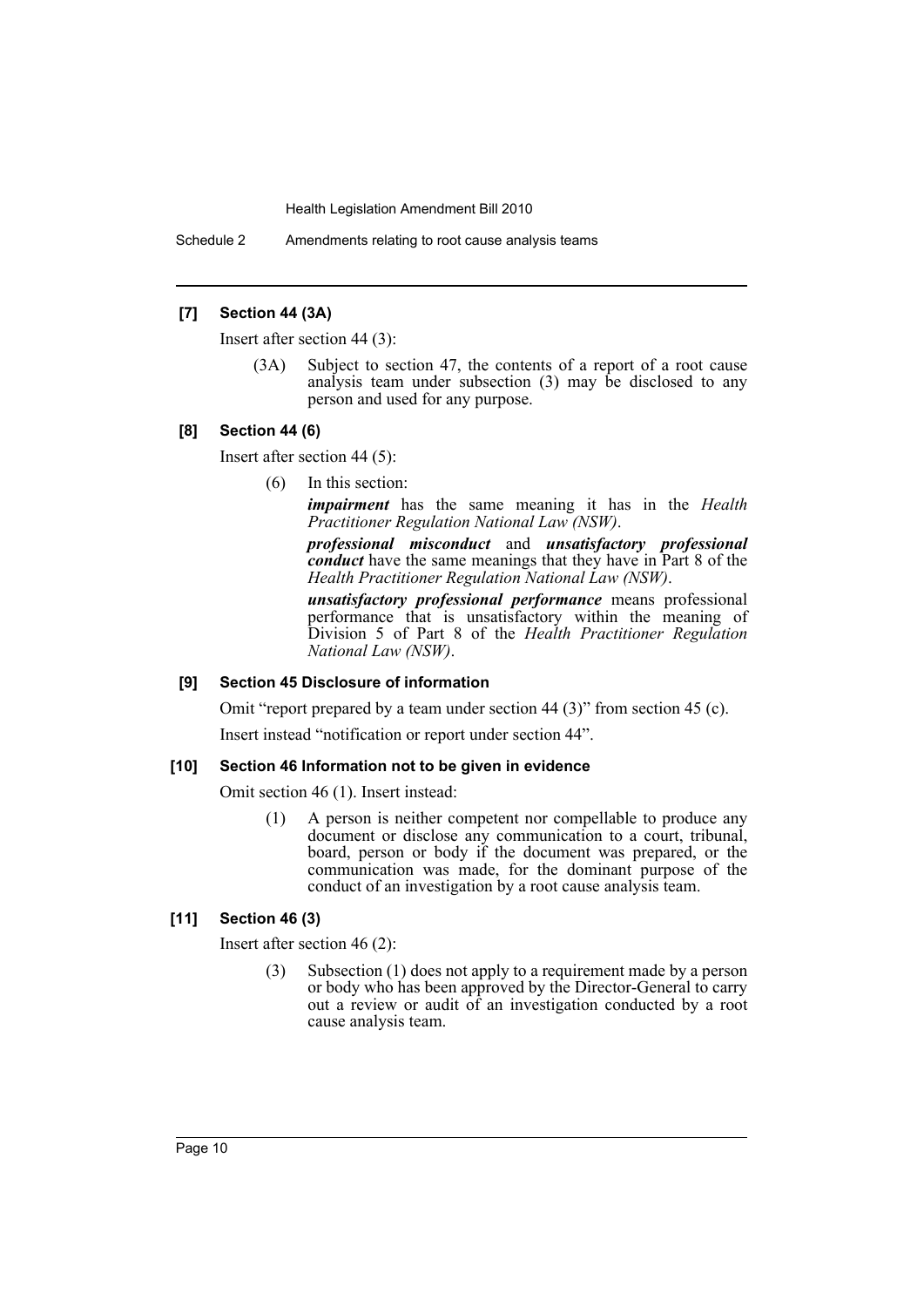**[7] Section 44 (3A)**

Insert after section 44 (3):

> (3A) Subject to section 47, the contents of a report of a root cause analysis team under subsection (3) may be disclosed to any person and used for any purpose.

**[8] Section 44 (6)**

Insert after section 44 (5):

> (6) In this section:
>
> ***impairment*** has the same meaning it has in the *Health Practitioner Regulation National Law (NSW)*.
>
> ***professional misconduct*** and ***unsatisfactory professional conduct*** have the same meanings that they have in Part 8 of the *Health Practitioner Regulation National Law (NSW)*.
>
> ***unsatisfactory professional performance*** means professional performance that is unsatisfactory within the meaning of Division 5 of Part 8 of the *Health Practitioner Regulation National Law (NSW)*.

**[9] Section 45 Disclosure of information**

Omit "report prepared by a team under section 44 (3)" from section 45 (c).

Insert instead "notification or report under section 44".

**[10] Section 46 Information not to be given in evidence**

Omit section 46 (1). Insert instead:

> (1) A person is neither competent nor compellable to produce any document or disclose any communication to a court, tribunal, board, person or body if the document was prepared, or the communication was made, for the dominant purpose of the conduct of an investigation by a root cause analysis team.

**[11] Section 46 (3)**

Insert after section 46 (2):

> (3) Subsection (1) does not apply to a requirement made by a person or body who has been approved by the Director-General to carry out a review or audit of an investigation conducted by a root cause analysis team.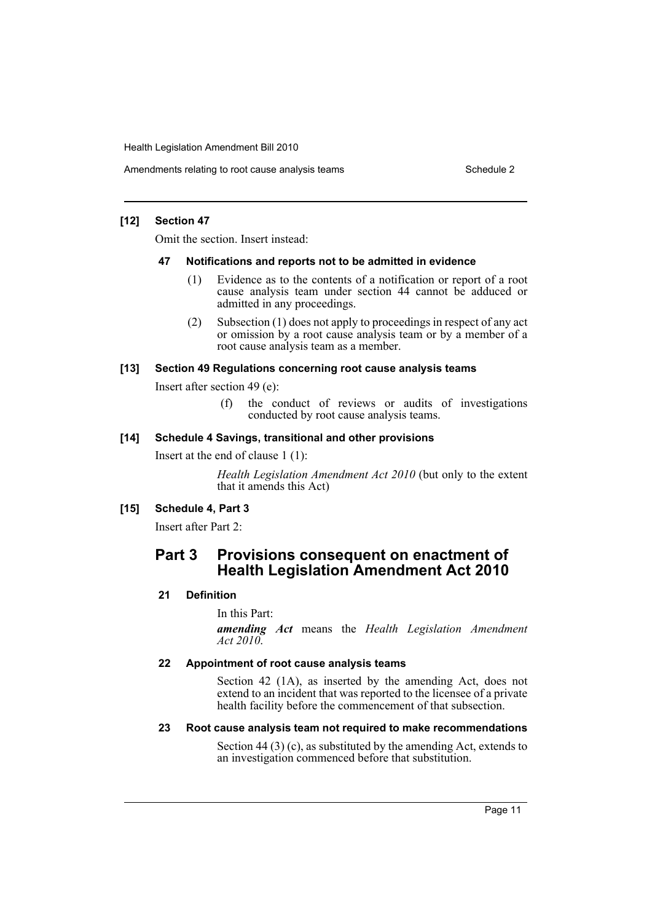### [12] Section 47

Omit the section. Insert instead:

#### 47 Notifications and reports not to be admitted in evidence

(1) Evidence as to the contents of a notification or report of a root cause analysis team under section 44 cannot be adduced or admitted in any proceedings.

(2) Subsection (1) does not apply to proceedings in respect of any act or omission by a root cause analysis team or by a member of a root cause analysis team as a member.

### [13] Section 49 Regulations concerning root cause analysis teams

Insert after section 49 (e):

(f) the conduct of reviews or audits of investigations conducted by root cause analysis teams.

### [14] Schedule 4 Savings, transitional and other provisions

Insert at the end of clause 1 (1):

*Health Legislation Amendment Act 2010* (but only to the extent that it amends this Act)

### [15] Schedule 4, Part 3

Insert after Part 2:

## Part 3 Provisions consequent on enactment of Health Legislation Amendment Act 2010

#### 21 Definition

In this Part:

***amending Act*** means the *Health Legislation Amendment Act 2010*.

#### 22 Appointment of root cause analysis teams

Section 42 (1A), as inserted by the amending Act, does not extend to an incident that was reported to the licensee of a private health facility before the commencement of that subsection.

#### 23 Root cause analysis team not required to make recommendations

Section 44 (3) (c), as substituted by the amending Act, extends to an investigation commenced before that substitution.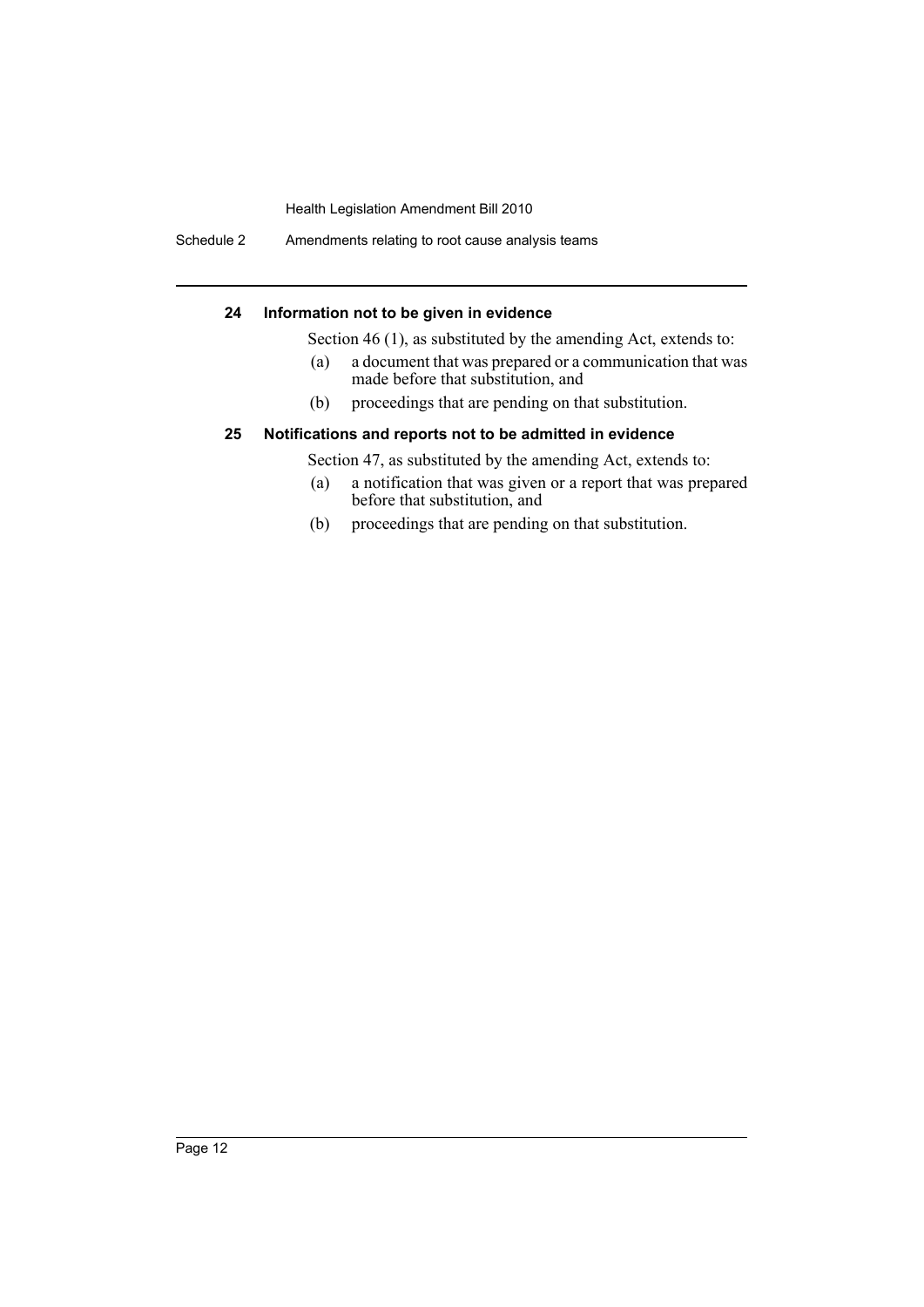### 24 Information not to be given in evidence

Section 46 (1), as substituted by the amending Act, extends to:

(a) a document that was prepared or a communication that was made before that substitution, and

(b) proceedings that are pending on that substitution.

### 25 Notifications and reports not to be admitted in evidence

Section 47, as substituted by the amending Act, extends to:

(a) a notification that was given or a report that was prepared before that substitution, and

(b) proceedings that are pending on that substitution.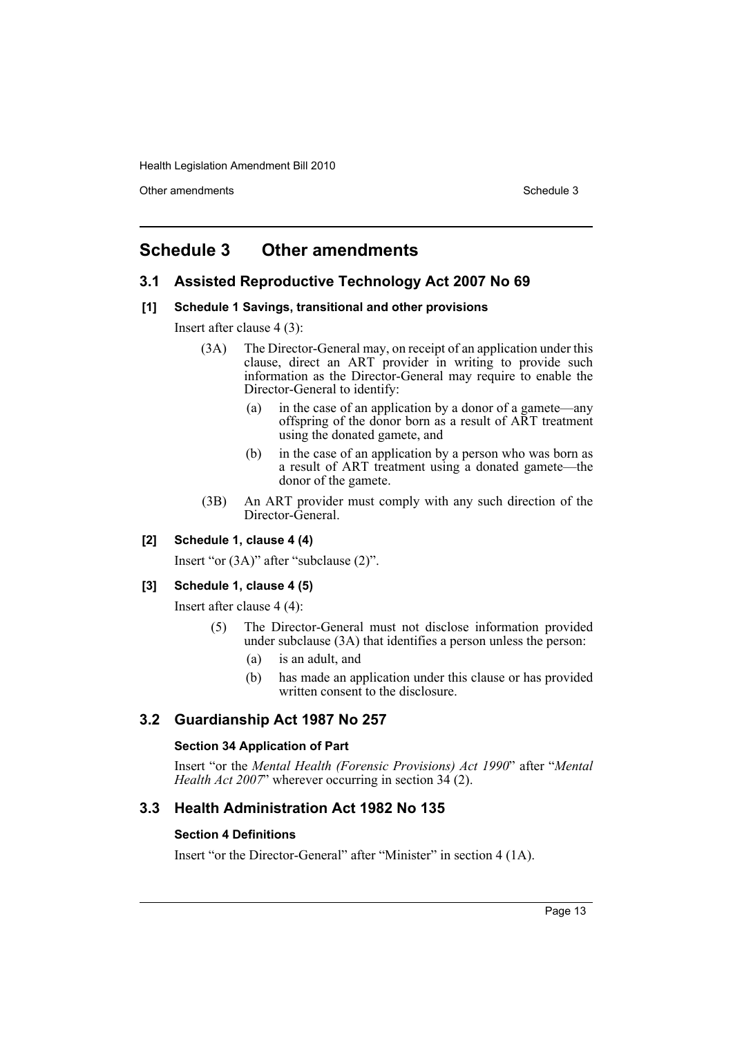# Schedule 3 Other amendments

## 3.1 Assisted Reproductive Technology Act 2007 No 69

### [1] Schedule 1 Savings, transitional and other provisions

Insert after clause 4 (3):

> (3A) The Director-General may, on receipt of an application under this clause, direct an ART provider in writing to provide such information as the Director-General may require to enable the Director-General to identify:
>
> (a) in the case of an application by a donor of a gamete—any offspring of the donor born as a result of ART treatment using the donated gamete, and
>
> (b) in the case of an application by a person who was born as a result of ART treatment using a donated gamete—the donor of the gamete.
>
> (3B) An ART provider must comply with any such direction of the Director-General.

### [2] Schedule 1, clause 4 (4)

Insert "or (3A)" after "subclause (2)".

### [3] Schedule 1, clause 4 (5)

Insert after clause 4 (4):

> (5) The Director-General must not disclose information provided under subclause (3A) that identifies a person unless the person:
>
> (a) is an adult, and
>
> (b) has made an application under this clause or has provided written consent to the disclosure.

## 3.2 Guardianship Act 1987 No 257

### Section 34 Application of Part

Insert "or the *Mental Health (Forensic Provisions) Act 1990*" after "*Mental Health Act 2007*" wherever occurring in section 34 (2).

## 3.3 Health Administration Act 1982 No 135

### Section 4 Definitions

Insert "or the Director-General" after "Minister" in section 4 (1A).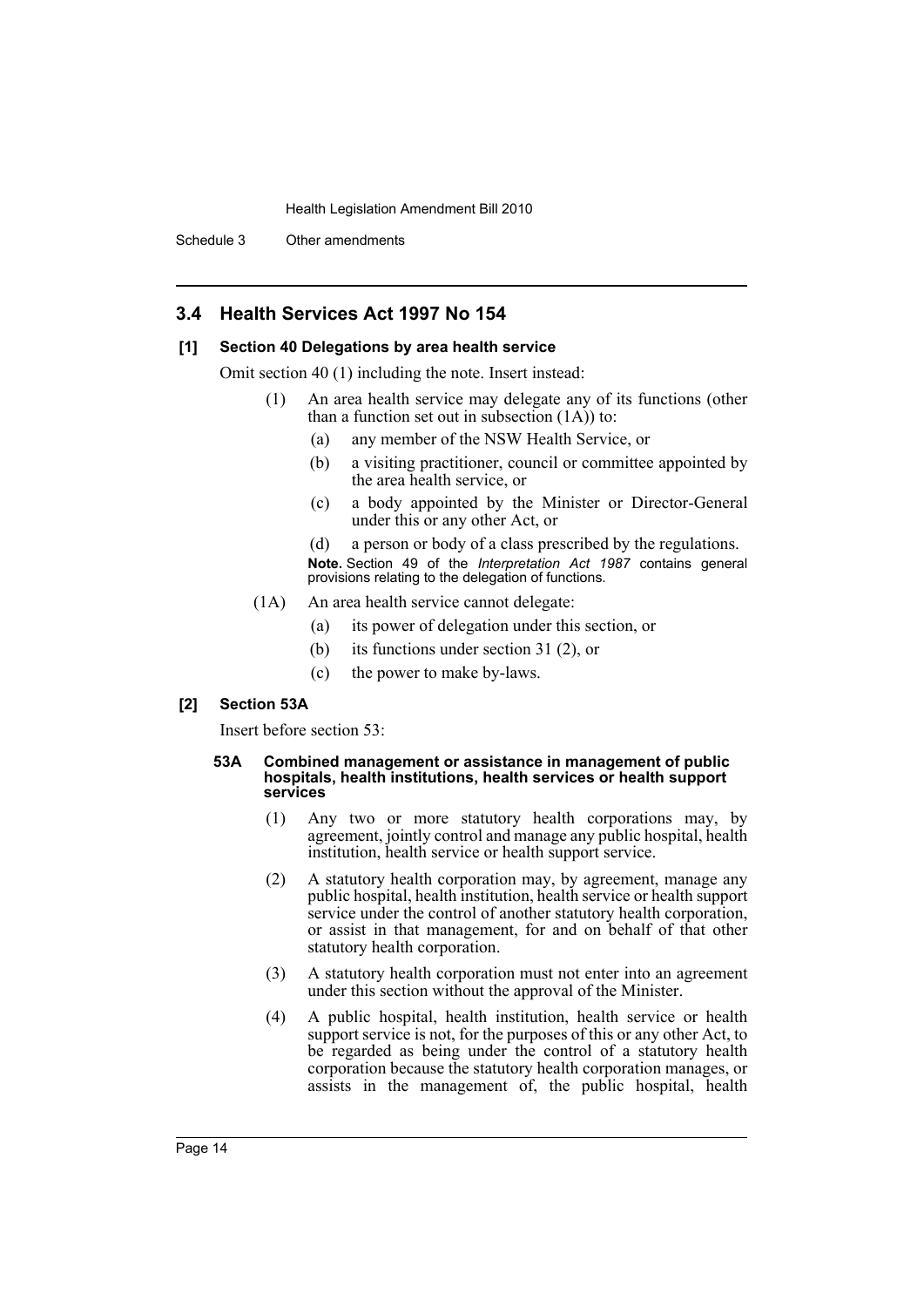## 3.4 Health Services Act 1997 No 154

### [1] Section 40 Delegations by area health service

Omit section 40 (1) including the note. Insert instead:

(1) An area health service may delegate any of its functions (other than a function set out in subsection (1A)) to:

(a) any member of the NSW Health Service, or

(b) a visiting practitioner, council or committee appointed by the area health service, or

(c) a body appointed by the Minister or Director-General under this or any other Act, or

(d) a person or body of a class prescribed by the regulations.

**Note.** Section 49 of the *Interpretation Act 1987* contains general provisions relating to the delegation of functions.

(1A) An area health service cannot delegate:

(a) its power of delegation under this section, or

(b) its functions under section 31 (2), or

(c) the power to make by-laws.

### [2] Section 53A

Insert before section 53:

#### 53A Combined management or assistance in management of public hospitals, health institutions, health services or health support services

(1) Any two or more statutory health corporations may, by agreement, jointly control and manage any public hospital, health institution, health service or health support service.

(2) A statutory health corporation may, by agreement, manage any public hospital, health institution, health service or health support service under the control of another statutory health corporation, or assist in that management, for and on behalf of that other statutory health corporation.

(3) A statutory health corporation must not enter into an agreement under this section without the approval of the Minister.

(4) A public hospital, health institution, health service or health support service is not, for the purposes of this or any other Act, to be regarded as being under the control of a statutory health corporation because the statutory health corporation manages, or assists in the management of, the public hospital, health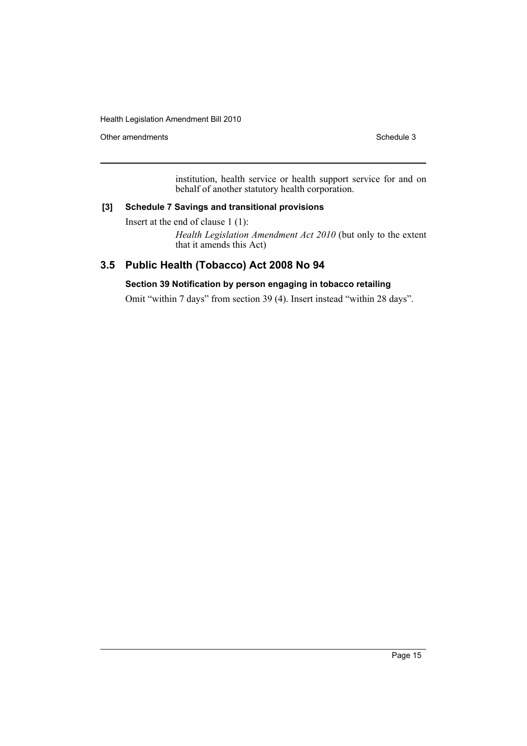institution, health service or health support service for and on behalf of another statutory health corporation.

**[3] Schedule 7 Savings and transitional provisions**

Insert at the end of clause 1 (1):

*Health Legislation Amendment Act 2010* (but only to the extent that it amends this Act)

## 3.5 Public Health (Tobacco) Act 2008 No 94

**Section 39 Notification by person engaging in tobacco retailing**

Omit "within 7 days" from section 39 (4). Insert instead "within 28 days".